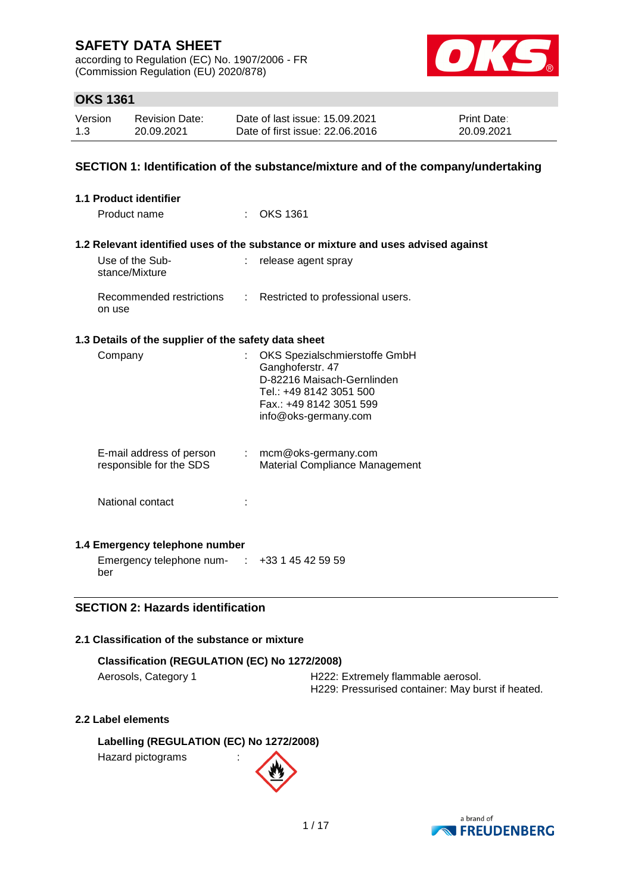# SAFETY DATA SHEET

according to Regulation (EC) No. 1907/2006 - FR
(Commission Regulation (EU) 2020/878)

## OKS 1361

| Version | Revision Date: | Date of last issue: 15.09.2021 | Print Date: |
|---|---|---|---|
| 1.3 | 20.09.2021 | Date of first issue: 22.06.2016 | 20.09.2021 |

## SECTION 1: Identification of the substance/mixture and of the company/undertaking

### 1.1 Product identifier

Product name : OKS 1361

### 1.2 Relevant identified uses of the substance or mixture and uses advised against

Use of the Substance/Mixture : release agent spray

Recommended restrictions on use : Restricted to professional users.

### 1.3 Details of the supplier of the safety data sheet

Company : OKS Spezialschmierstoffe GmbH
Ganghoferstr. 47
D-82216 Maisach-Gernlinden
Tel.: +49 8142 3051 500
Fax.: +49 8142 3051 599
info@oks-germany.com

E-mail address of person responsible for the SDS : mcm@oks-germany.com
Material Compliance Management

National contact :

### 1.4 Emergency telephone number

Emergency telephone number : +33 1 45 42 59 59

## SECTION 2: Hazards identification

### 2.1 Classification of the substance or mixture

**Classification (REGULATION (EC) No 1272/2008)**

| | |
|---|---|
| Aerosols, Category 1 | H222: Extremely flammable aerosol.<br>H229: Pressurised container: May burst if heated. |

### 2.2 Label elements

**Labelling (REGULATION (EC) No 1272/2008)**

Hazard pictograms :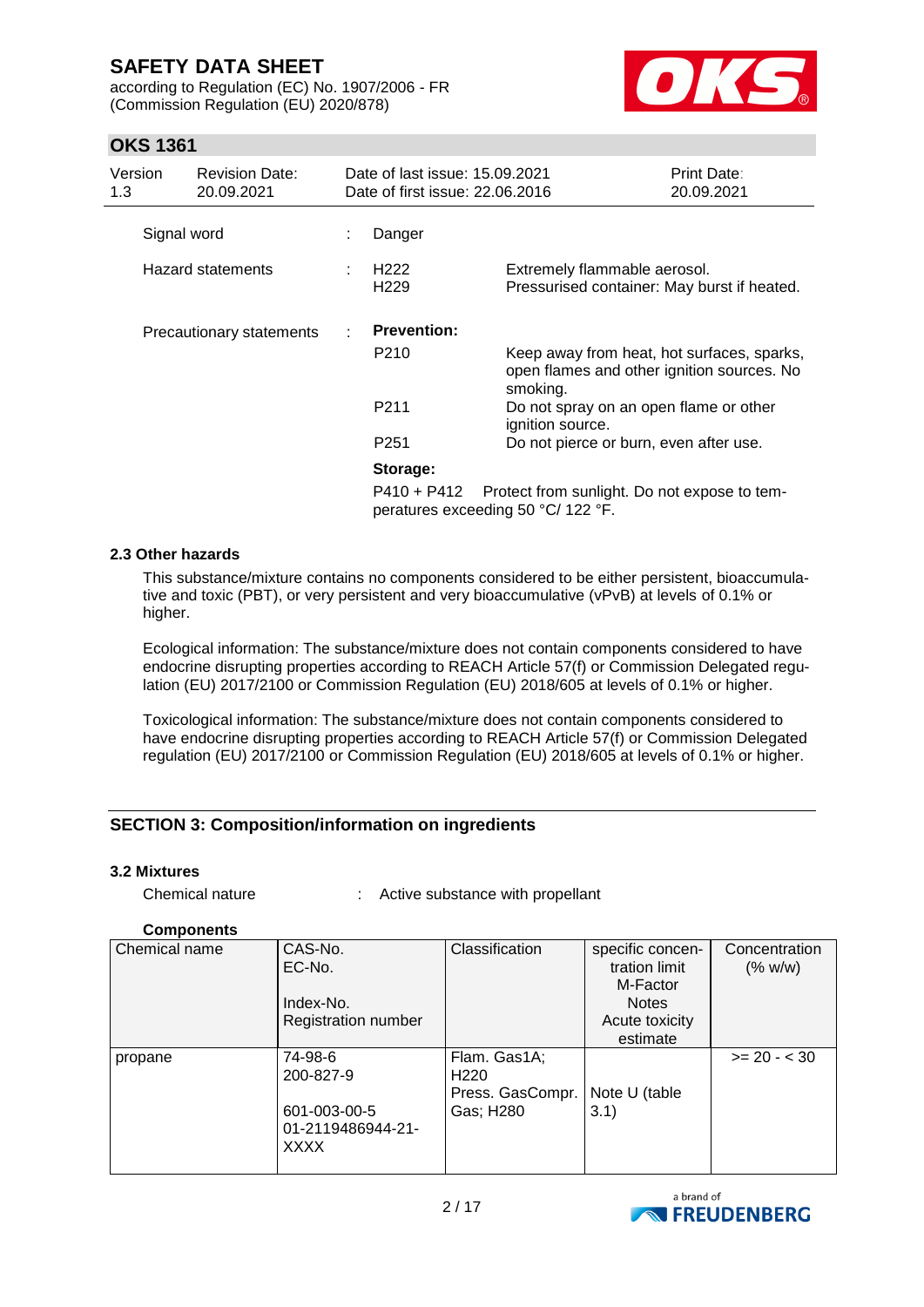| Signal word | : | Danger |
|---|---|---|
| Hazard statements | : | H222 Extremely flammable aerosol.<br>H229 Pressurised container: May burst if heated. |
| Precautionary statements | : | **Prevention:**<br>P210 Keep away from heat, hot surfaces, sparks, open flames and other ignition sources. No smoking.<br>P211 Do not spray on an open flame or other ignition source.<br>P251 Do not pierce or burn, even after use.<br>**Storage:**<br>P410 + P412 Protect from sunlight. Do not expose to temperatures exceeding 50 °C/ 122 °F. |

### 2.3 Other hazards

This substance/mixture contains no components considered to be either persistent, bioaccumulative and toxic (PBT), or very persistent and very bioaccumulative (vPvB) at levels of 0.1% or higher.

Ecological information: The substance/mixture does not contain components considered to have endocrine disrupting properties according to REACH Article 57(f) or Commission Delegated regulation (EU) 2017/2100 or Commission Regulation (EU) 2018/605 at levels of 0.1% or higher.

Toxicological information: The substance/mixture does not contain components considered to have endocrine disrupting properties according to REACH Article 57(f) or Commission Delegated regulation (EU) 2017/2100 or Commission Regulation (EU) 2018/605 at levels of 0.1% or higher.

## SECTION 3: Composition/information on ingredients

### 3.2 Mixtures

Chemical nature : Active substance with propellant

**Components**

| Chemical name | CAS-No.<br>EC-No.<br>Index-No.<br>Registration number | Classification | specific concentration limit<br>M-Factor<br>Notes<br>Acute toxicity estimate | Concentration (% w/w) |
|---|---|---|---|---|
| propane | 74-98-6<br>200-827-9<br>601-003-00-5<br>01-2119486944-21-XXXX | Flam. Gas1A; H220<br>Press. GasCompr. Gas; H280 | Note U (table 3.1) | >= 20 - < 30 |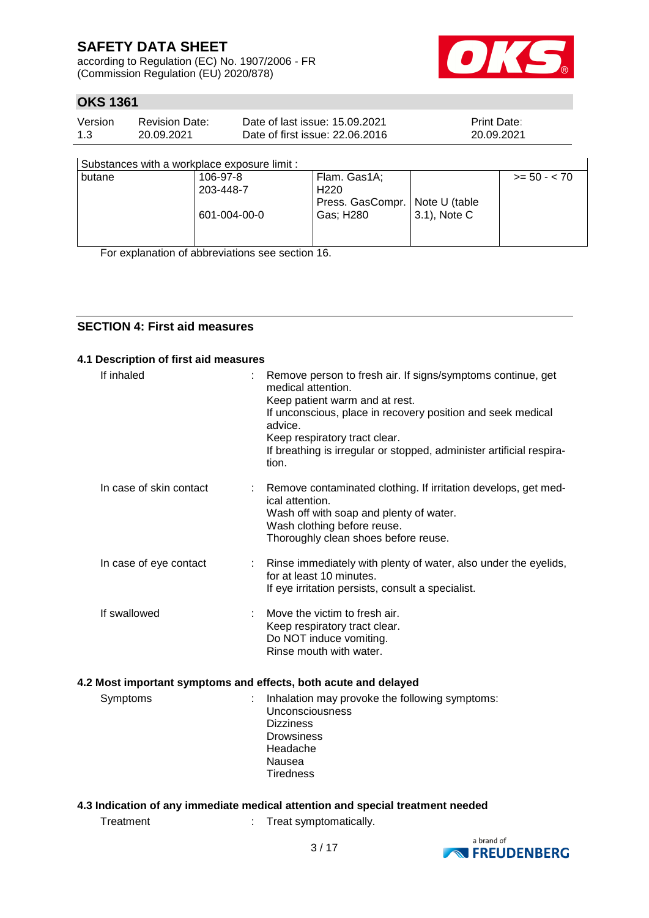| Substances with a workplace exposure limit : | | | | |
|---|---|---|---|---|
| butane | 106-97-8<br>203-448-7<br><br>601-004-00-0 | Flam. Gas1A; H220<br>Press. GasCompr. Gas; H280 | Note U (table 3.1), Note C | >= 50 - < 70 |

For explanation of abbreviations see section 16.

## SECTION 4: First aid measures

### 4.1 Description of first aid measures

If inhaled : Remove person to fresh air. If signs/symptoms continue, get medical attention.
Keep patient warm and at rest.
If unconscious, place in recovery position and seek medical advice.
Keep respiratory tract clear.
If breathing is irregular or stopped, administer artificial respiration.

In case of skin contact : Remove contaminated clothing. If irritation develops, get medical attention.
Wash off with soap and plenty of water.
Wash clothing before reuse.
Thoroughly clean shoes before reuse.

In case of eye contact : Rinse immediately with plenty of water, also under the eyelids, for at least 10 minutes.
If eye irritation persists, consult a specialist.

If swallowed : Move the victim to fresh air.
Keep respiratory tract clear.
Do NOT induce vomiting.
Rinse mouth with water.

### 4.2 Most important symptoms and effects, both acute and delayed

Symptoms : Inhalation may provoke the following symptoms:
Unconsciousness
Dizziness
Drowsiness
Headache
Nausea
Tiredness

### 4.3 Indication of any immediate medical attention and special treatment needed

Treatment : Treat symptomatically.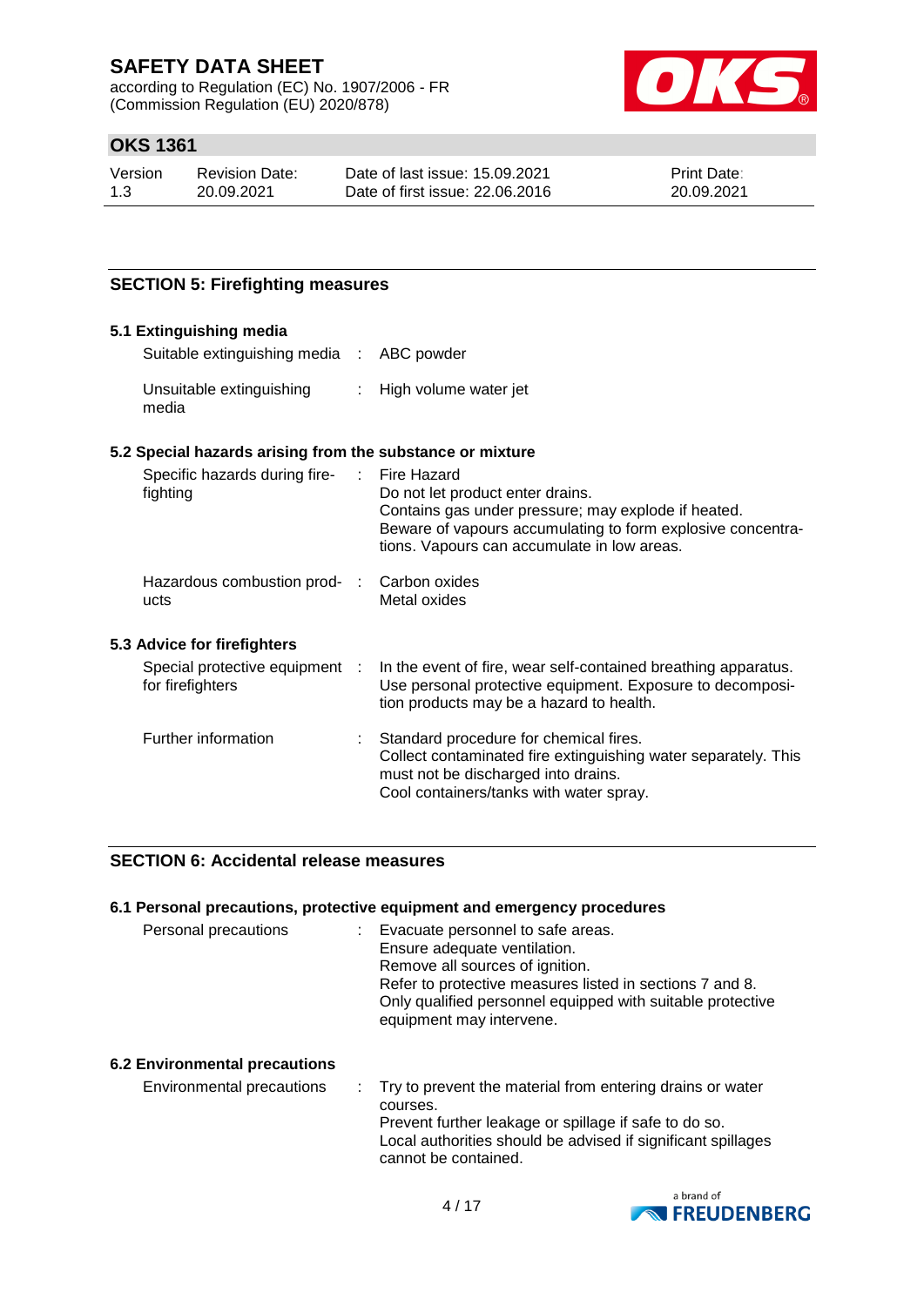## SECTION 5: Firefighting measures

### 5.1 Extinguishing media

| | | |
|---|---|---|
| Suitable extinguishing media | : | ABC powder |
| Unsuitable extinguishing media | : | High volume water jet |

### 5.2 Special hazards arising from the substance or mixture

| | | |
|---|---|---|
| Specific hazards during firefighting | : | Fire Hazard<br>Do not let product enter drains.<br>Contains gas under pressure; may explode if heated.<br>Beware of vapours accumulating to form explosive concentrations. Vapours can accumulate in low areas. |
| Hazardous combustion products | : | Carbon oxides<br>Metal oxides |

### 5.3 Advice for firefighters

| | | |
|---|---|---|
| Special protective equipment for firefighters | : | In the event of fire, wear self-contained breathing apparatus.<br>Use personal protective equipment. Exposure to decomposition products may be a hazard to health. |
| Further information | : | Standard procedure for chemical fires.<br>Collect contaminated fire extinguishing water separately. This must not be discharged into drains.<br>Cool containers/tanks with water spray. |

## SECTION 6: Accidental release measures

### 6.1 Personal precautions, protective equipment and emergency procedures

| | | |
|---|---|---|
| Personal precautions | : | Evacuate personnel to safe areas.<br>Ensure adequate ventilation.<br>Remove all sources of ignition.<br>Refer to protective measures listed in sections 7 and 8.<br>Only qualified personnel equipped with suitable protective equipment may intervene. |

### 6.2 Environmental precautions

| | | |
|---|---|---|
| Environmental precautions | : | Try to prevent the material from entering drains or water courses.<br>Prevent further leakage or spillage if safe to do so.<br>Local authorities should be advised if significant spillages cannot be contained. |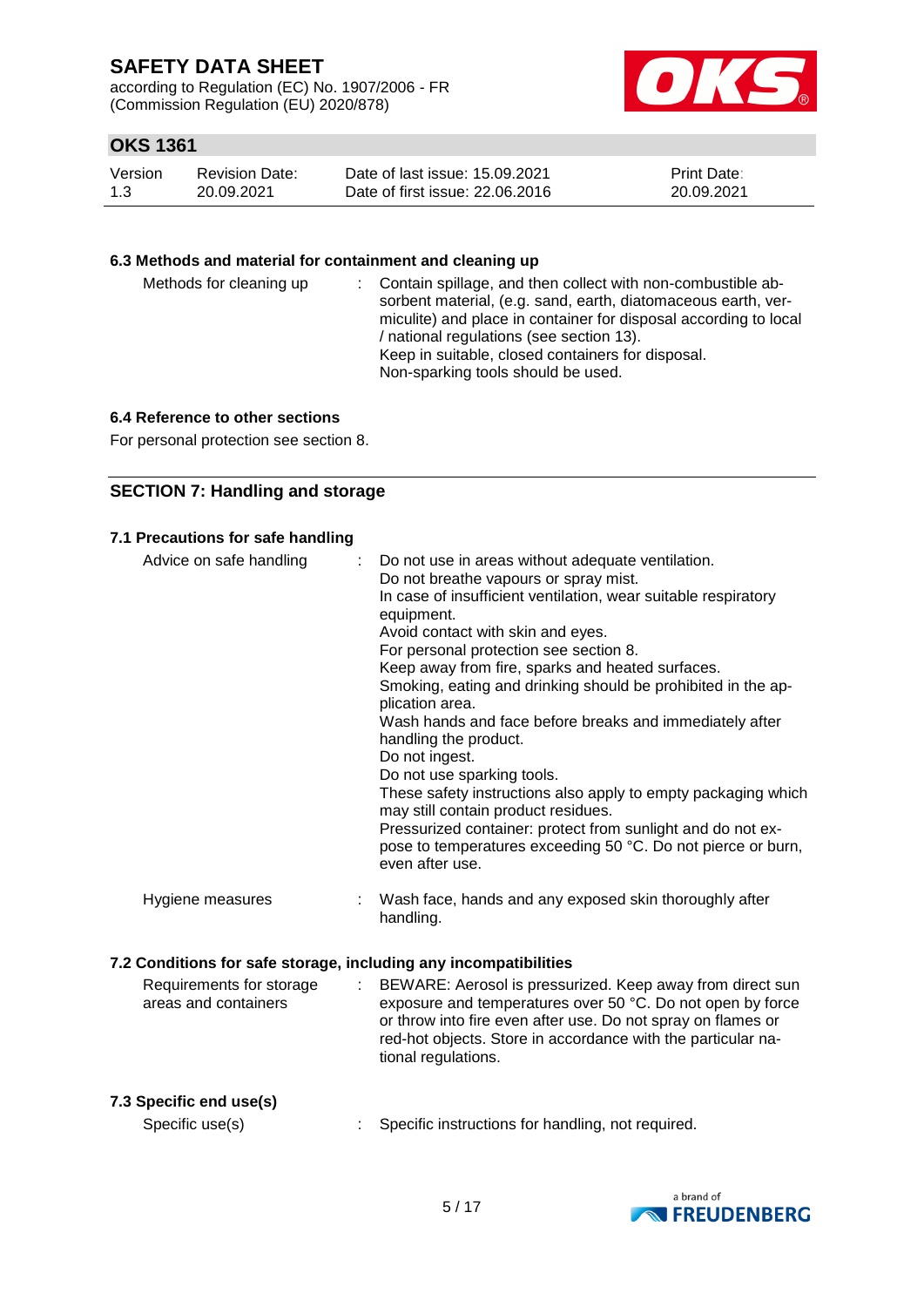### 6.3 Methods and material for containment and cleaning up

| | |
|---|---|
| Methods for cleaning up | : Contain spillage, and then collect with non-combustible absorbent material, (e.g. sand, earth, diatomaceous earth, vermiculite) and place in container for disposal according to local / national regulations (see section 13).<br>Keep in suitable, closed containers for disposal.<br>Non-sparking tools should be used. |

### 6.4 Reference to other sections

For personal protection see section 8.

## SECTION 7: Handling and storage

### 7.1 Precautions for safe handling

| | |
|---|---|
| Advice on safe handling | : Do not use in areas without adequate ventilation.<br>Do not breathe vapours or spray mist.<br>In case of insufficient ventilation, wear suitable respiratory equipment.<br>Avoid contact with skin and eyes.<br>For personal protection see section 8.<br>Keep away from fire, sparks and heated surfaces.<br>Smoking, eating and drinking should be prohibited in the application area.<br>Wash hands and face before breaks and immediately after handling the product.<br>Do not ingest.<br>Do not use sparking tools.<br>These safety instructions also apply to empty packaging which may still contain product residues.<br>Pressurized container: protect from sunlight and do not expose to temperatures exceeding 50 °C. Do not pierce or burn, even after use. |
| Hygiene measures | : Wash face, hands and any exposed skin thoroughly after handling. |

### 7.2 Conditions for safe storage, including any incompatibilities

| | |
|---|---|
| Requirements for storage areas and containers | : BEWARE: Aerosol is pressurized. Keep away from direct sun exposure and temperatures over 50 °C. Do not open by force or throw into fire even after use. Do not spray on flames or red-hot objects. Store in accordance with the particular national regulations. |

### 7.3 Specific end use(s)

| | |
|---|---|
| Specific use(s) | : Specific instructions for handling, not required. |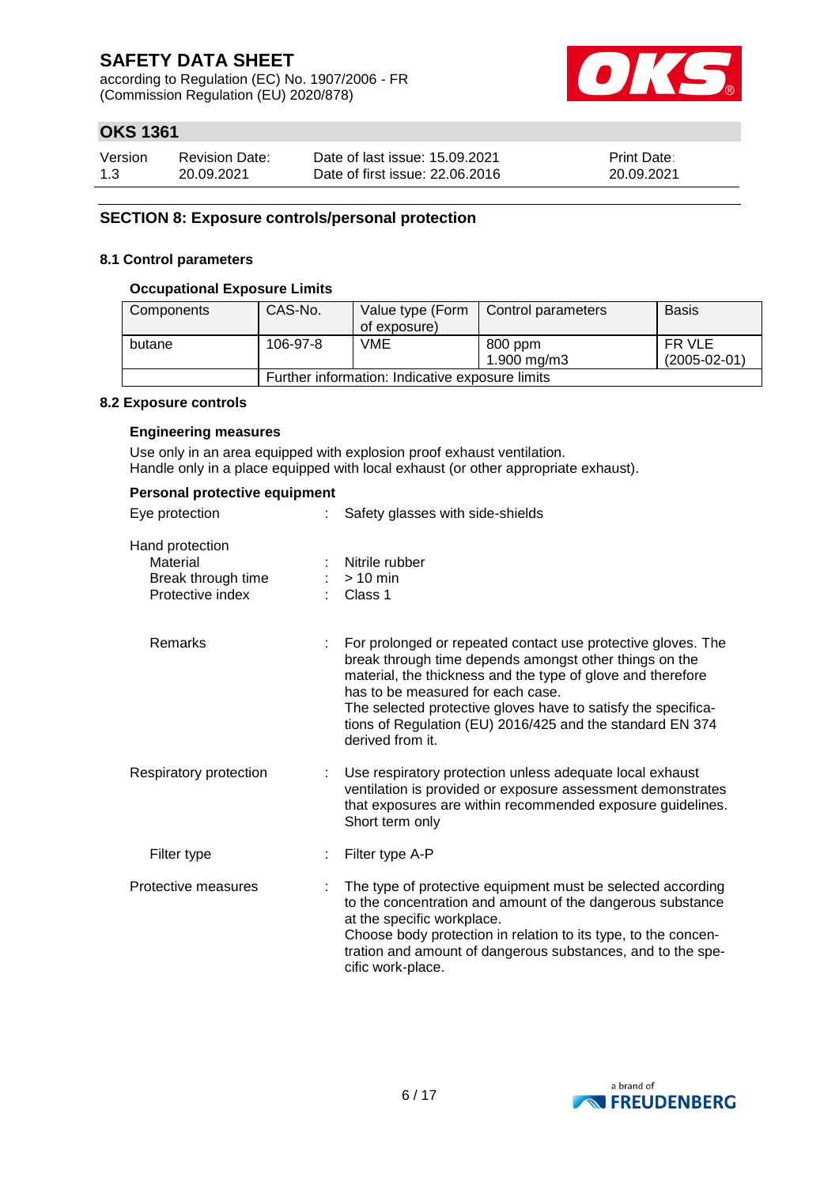## SECTION 8: Exposure controls/personal protection

### 8.1 Control parameters

**Occupational Exposure Limits**

| Components | CAS-No. | Value type (Form of exposure) | Control parameters | Basis |
|---|---|---|---|---|
| butane | 106-97-8 | VME | 800 ppm<br>1.900 mg/m3 | FR VLE (2005-02-01) |
| | Further information: Indicative exposure limits | | | |

### 8.2 Exposure controls

**Engineering measures**

Use only in an area equipped with explosion proof exhaust ventilation.
Handle only in a place equipped with local exhaust (or other appropriate exhaust).

**Personal protective equipment**

Eye protection : Safety glasses with side-shields

Hand protection
- Material : Nitrile rubber
- Break through time : > 10 min
- Protective index : Class 1

- Remarks : For prolonged or repeated contact use protective gloves. The break through time depends amongst other things on the material, the thickness and the type of glove and therefore has to be measured for each case.
The selected protective gloves have to satisfy the specifications of Regulation (EU) 2016/425 and the standard EN 374 derived from it.

Respiratory protection : Use respiratory protection unless adequate local exhaust ventilation is provided or exposure assessment demonstrates that exposures are within recommended exposure guidelines.
Short term only

- Filter type : Filter type A-P

Protective measures : The type of protective equipment must be selected according to the concentration and amount of the dangerous substance at the specific workplace.
Choose body protection in relation to its type, to the concentration and amount of dangerous substances, and to the specific work-place.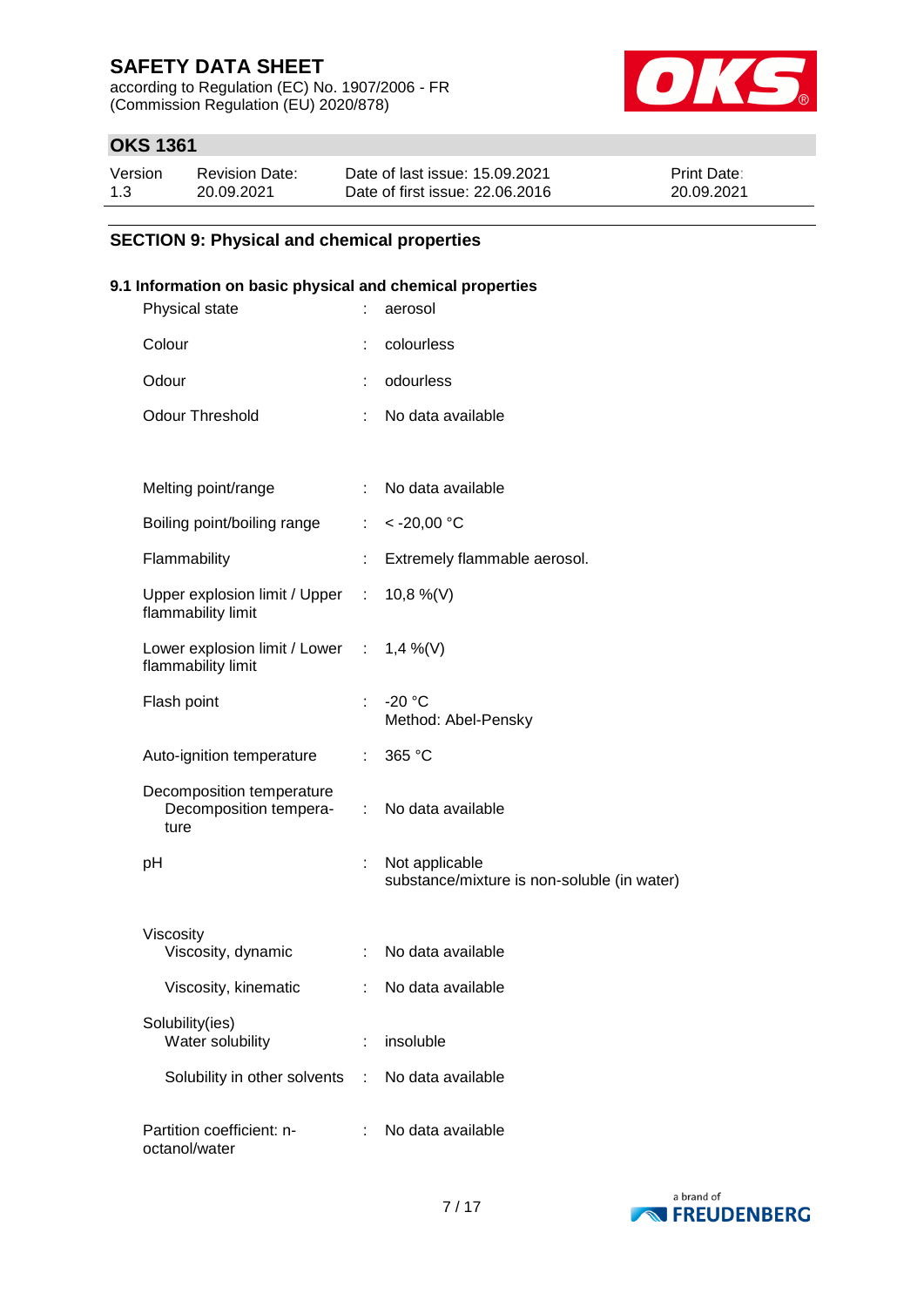## SECTION 9: Physical and chemical properties

### 9.1 Information on basic physical and chemical properties

| Property | | Value |
|---|---|---|
| Physical state | : | aerosol |
| Colour | : | colourless |
| Odour | : | odourless |
| Odour Threshold | : | No data available |
| Melting point/range | : | No data available |
| Boiling point/boiling range | : | < -20,00 °C |
| Flammability | : | Extremely flammable aerosol. |
| Upper explosion limit / Upper flammability limit | : | 10,8 %(V) |
| Lower explosion limit / Lower flammability limit | : | 1,4 %(V) |
| Flash point | : | -20 °C<br>Method: Abel-Pensky |
| Auto-ignition temperature | : | 365 °C |
| Decomposition temperature<br>Decomposition temperature | : | No data available |
| pH | : | Not applicable<br>substance/mixture is non-soluble (in water) |
| Viscosity<br>Viscosity, dynamic | : | No data available |
| Viscosity, kinematic | : | No data available |
| Solubility(ies)<br>Water solubility | : | insoluble |
| Solubility in other solvents | : | No data available |
| Partition coefficient: n-octanol/water | : | No data available |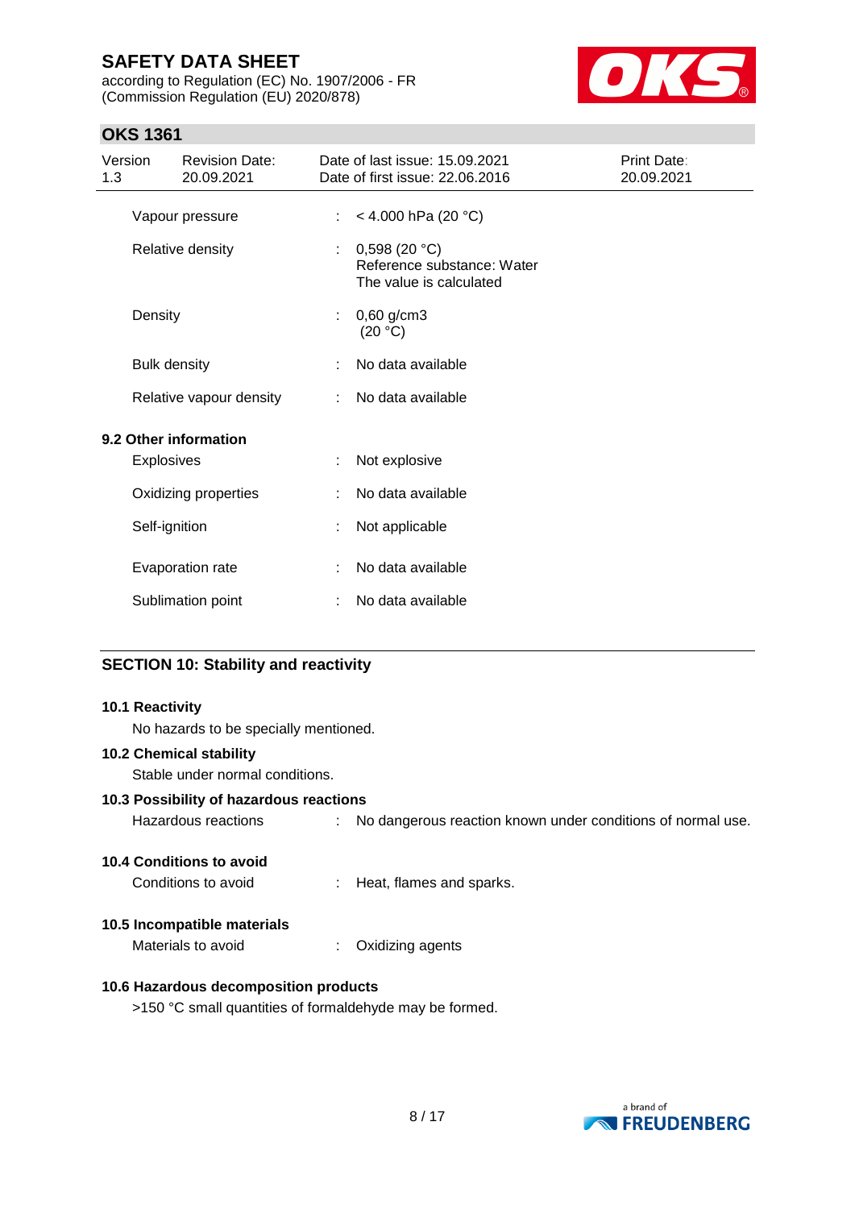| | | |
|---|---|---|
| Vapour pressure | : | < 4.000 hPa (20 °C) |
| Relative density | : | 0,598 (20 °C)<br>Reference substance: Water<br>The value is calculated |
| Density | : | 0,60 g/cm3<br>(20 °C) |
| Bulk density | : | No data available |
| Relative vapour density | : | No data available |

**9.2 Other information**

| | | |
|---|---|---|
| Explosives | : | Not explosive |
| Oxidizing properties | : | No data available |
| Self-ignition | : | Not applicable |
| Evaporation rate | : | No data available |
| Sublimation point | : | No data available |

## SECTION 10: Stability and reactivity

**10.1 Reactivity**

No hazards to be specially mentioned.

**10.2 Chemical stability**

Stable under normal conditions.

**10.3 Possibility of hazardous reactions**

Hazardous reactions : No dangerous reaction known under conditions of normal use.

**10.4 Conditions to avoid**

Conditions to avoid : Heat, flames and sparks.

**10.5 Incompatible materials**

Materials to avoid : Oxidizing agents

**10.6 Hazardous decomposition products**

>150 °C small quantities of formaldehyde may be formed.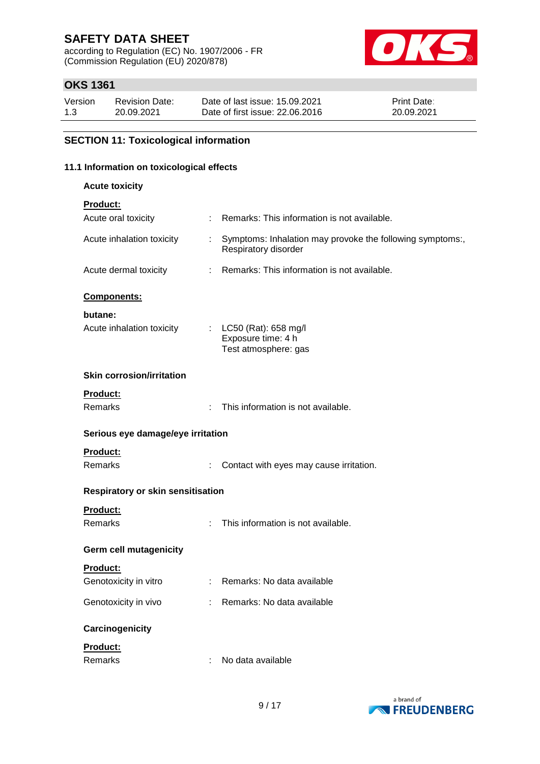## SECTION 11: Toxicological information

### 11.1 Information on toxicological effects

**Acute toxicity**

**Product:**

| | | |
|---|---|---|
| Acute oral toxicity | : | Remarks: This information is not available. |
| Acute inhalation toxicity | : | Symptoms: Inhalation may provoke the following symptoms:, Respiratory disorder |
| Acute dermal toxicity | : | Remarks: This information is not available. |

**Components:**

**butane:**

| | | |
|---|---|---|
| Acute inhalation toxicity | : | LC50 (Rat): 658 mg/l<br>Exposure time: 4 h<br>Test atmosphere: gas |

**Skin corrosion/irritation**

**Product:**

| | | |
|---|---|---|
| Remarks | : | This information is not available. |

**Serious eye damage/eye irritation**

**Product:**

| | | |
|---|---|---|
| Remarks | : | Contact with eyes may cause irritation. |

**Respiratory or skin sensitisation**

**Product:**

| | | |
|---|---|---|
| Remarks | : | This information is not available. |

**Germ cell mutagenicity**

**Product:**

| | | |
|---|---|---|
| Genotoxicity in vitro | : | Remarks: No data available |
| Genotoxicity in vivo | : | Remarks: No data available |

**Carcinogenicity**

**Product:**

| | | |
|---|---|---|
| Remarks | : | No data available |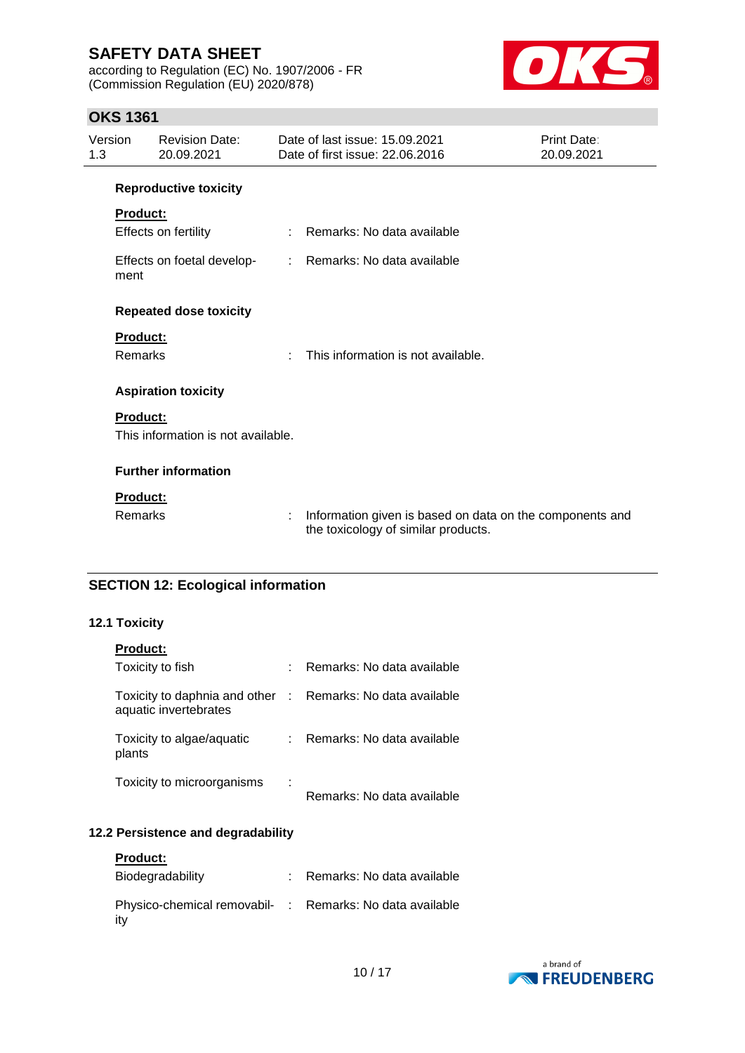**Reproductive toxicity**

**Product:**

Effects on fertility : Remarks: No data available

Effects on foetal development : Remarks: No data available

**Repeated dose toxicity**

**Product:**

Remarks : This information is not available.

**Aspiration toxicity**

**Product:**

This information is not available.

**Further information**

**Product:**

Remarks : Information given is based on data on the components and the toxicology of similar products.

## SECTION 12: Ecological information

### 12.1 Toxicity

**Product:**

Toxicity to fish : Remarks: No data available

Toxicity to daphnia and other aquatic invertebrates : Remarks: No data available

Toxicity to algae/aquatic plants : Remarks: No data available

Toxicity to microorganisms : Remarks: No data available

### 12.2 Persistence and degradability

**Product:**

Biodegradability : Remarks: No data available

Physico-chemical removability : Remarks: No data available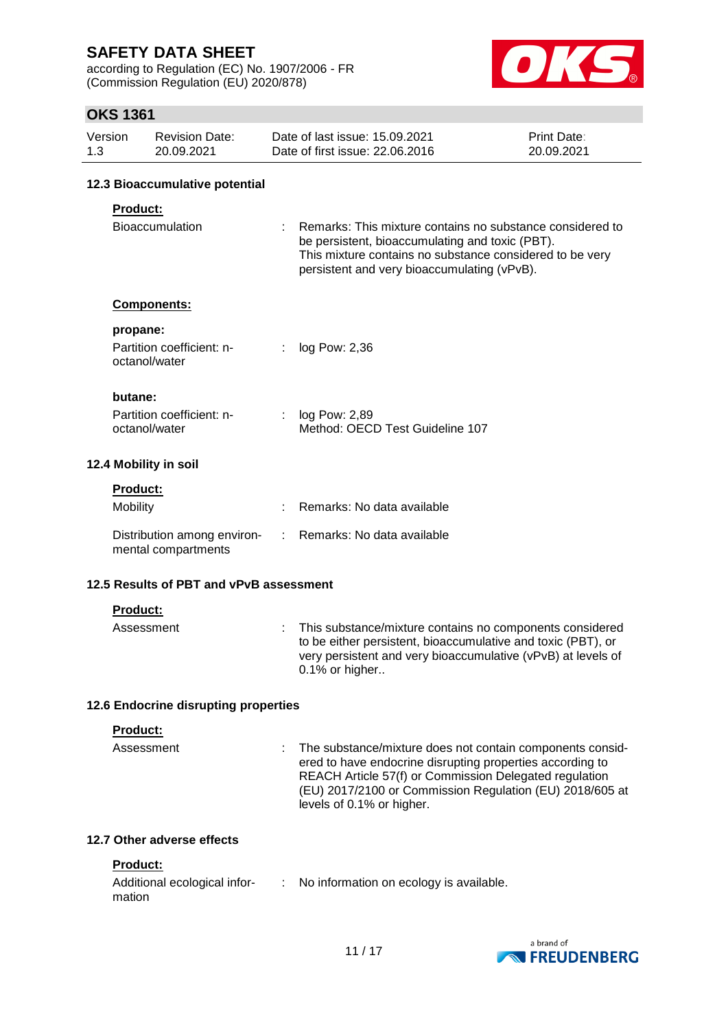### 12.3 Bioaccumulative potential

**Product:**

| | |
|---|---|
| Bioaccumulation | : Remarks: This mixture contains no substance considered to be persistent, bioaccumulating and toxic (PBT). This mixture contains no substance considered to be very persistent and very bioaccumulating (vPvB). |

**Components:**

**propane:**

| | |
|---|---|
| Partition coefficient: n-octanol/water | : log Pow: 2,36 |

**butane:**

| | |
|---|---|
| Partition coefficient: n-octanol/water | : log Pow: 2,89<br>Method: OECD Test Guideline 107 |

### 12.4 Mobility in soil

**Product:**

| | |
|---|---|
| Mobility | : Remarks: No data available |
| Distribution among environmental compartments | : Remarks: No data available |

### 12.5 Results of PBT and vPvB assessment

**Product:**

| | |
|---|---|
| Assessment | : This substance/mixture contains no components considered to be either persistent, bioaccumulative and toxic (PBT), or very persistent and very bioaccumulative (vPvB) at levels of 0.1% or higher.. |

### 12.6 Endocrine disrupting properties

**Product:**

| | |
|---|---|
| Assessment | : The substance/mixture does not contain components considered to have endocrine disrupting properties according to REACH Article 57(f) or Commission Delegated regulation (EU) 2017/2100 or Commission Regulation (EU) 2018/605 at levels of 0.1% or higher. |

### 12.7 Other adverse effects

**Product:**

| | |
|---|---|
| Additional ecological information | : No information on ecology is available. |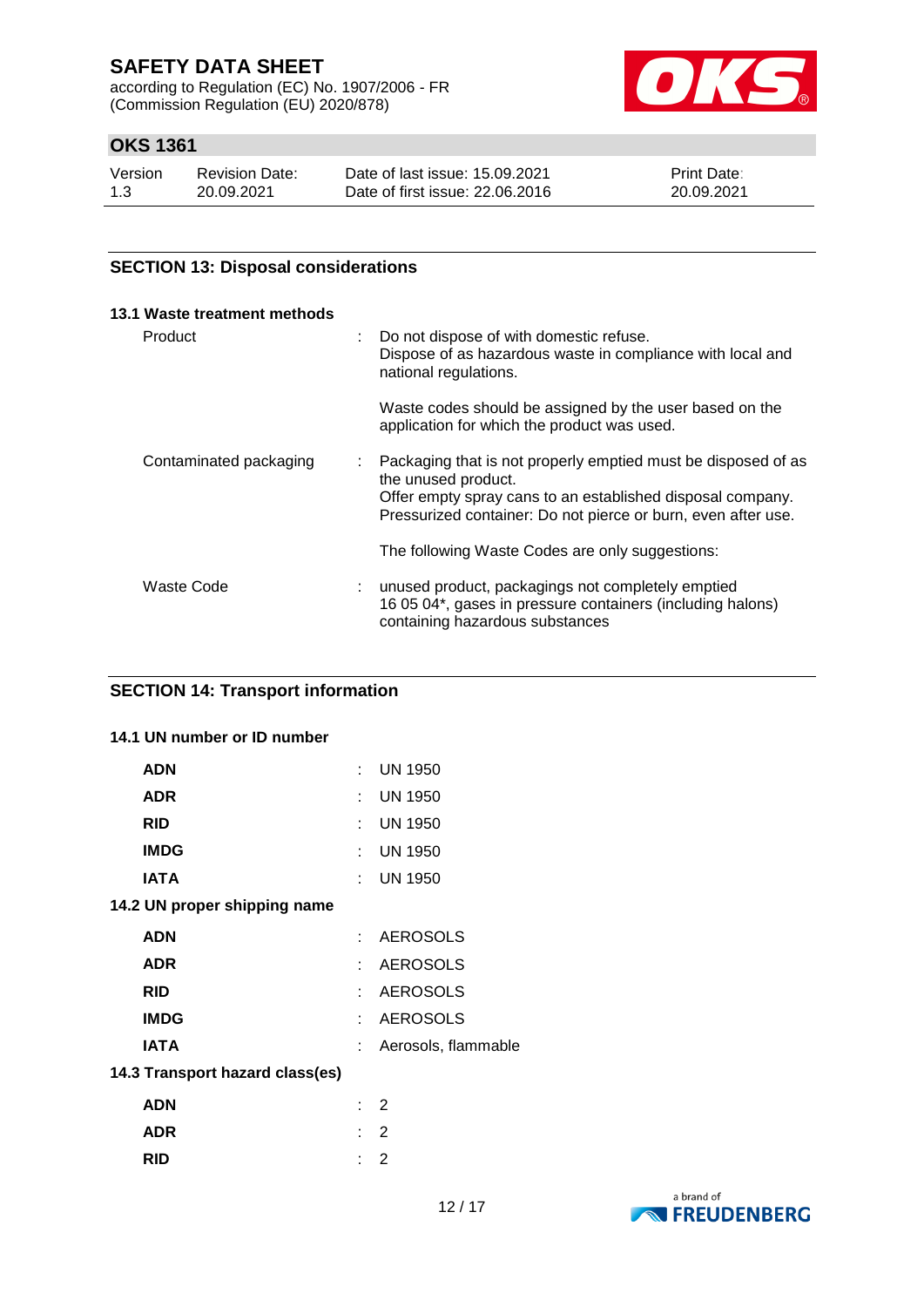## SECTION 13: Disposal considerations

### 13.1 Waste treatment methods

| | | |
|---|---|---|
| Product | : | Do not dispose of with domestic refuse.<br>Dispose of as hazardous waste in compliance with local and national regulations.<br><br>Waste codes should be assigned by the user based on the application for which the product was used. |
| Contaminated packaging | : | Packaging that is not properly emptied must be disposed of as the unused product.<br>Offer empty spray cans to an established disposal company.<br>Pressurized container: Do not pierce or burn, even after use.<br><br>The following Waste Codes are only suggestions: |
| Waste Code | : | unused product, packagings not completely emptied<br>16 05 04*, gases in pressure containers (including halons) containing hazardous substances |

## SECTION 14: Transport information

### 14.1 UN number or ID number

| | | |
|---|---|---|
| **ADN** | : | UN 1950 |
| **ADR** | : | UN 1950 |
| **RID** | : | UN 1950 |
| **IMDG** | : | UN 1950 |
| **IATA** | : | UN 1950 |

### 14.2 UN proper shipping name

| | | |
|---|---|---|
| **ADN** | : | AEROSOLS |
| **ADR** | : | AEROSOLS |
| **RID** | : | AEROSOLS |
| **IMDG** | : | AEROSOLS |
| **IATA** | : | Aerosols, flammable |

### 14.3 Transport hazard class(es)

| | | |
|---|---|---|
| **ADN** | : | 2 |
| **ADR** | : | 2 |
| **RID** | : | 2 |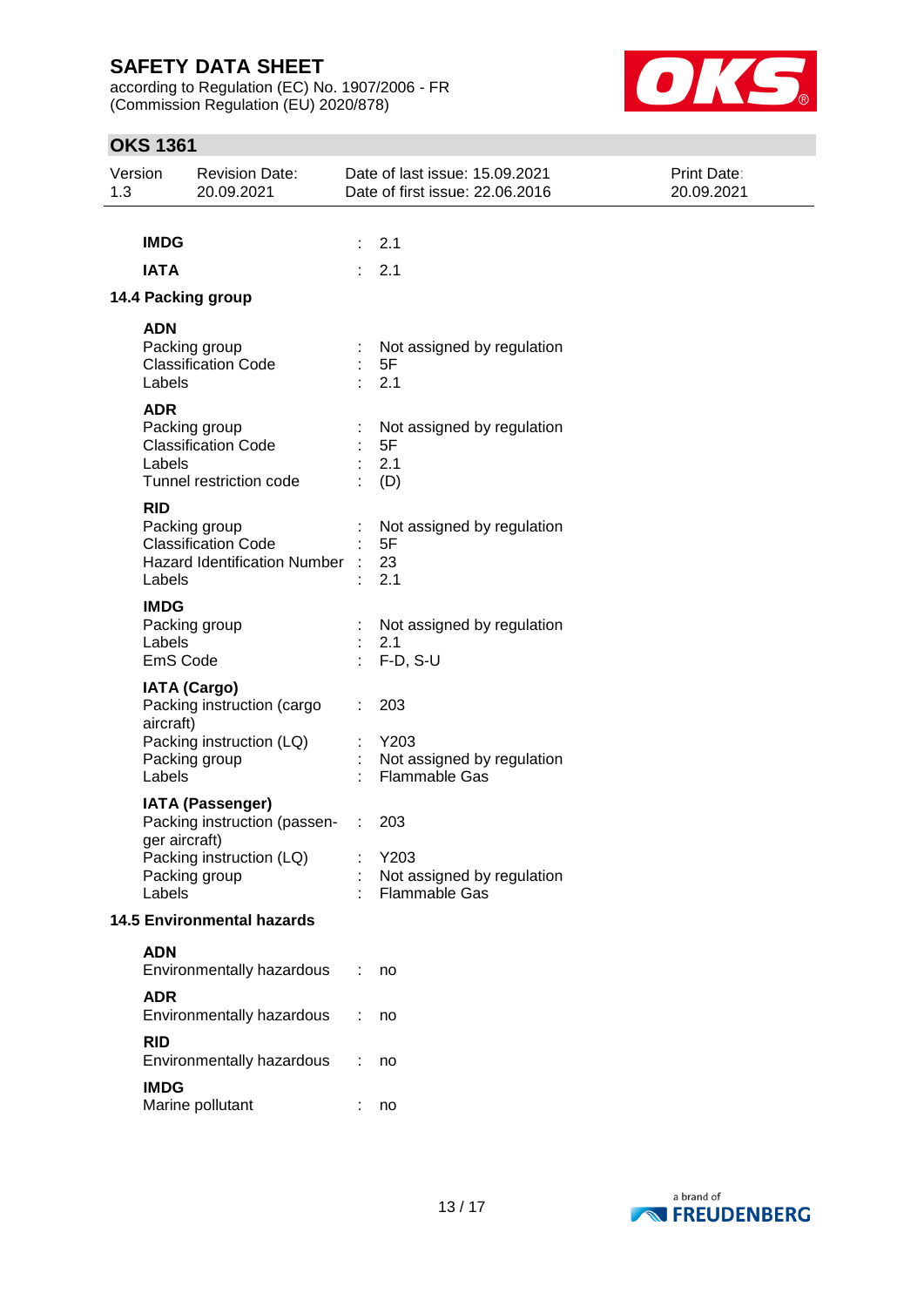**IMDG** : 2.1

**IATA** : 2.1

### 14.4 Packing group

**ADN**

| | | |
|---|---|---|
| Packing group | : | Not assigned by regulation |
| Classification Code | : | 5F |
| Labels | : | 2.1 |

**ADR**

| | | |
|---|---|---|
| Packing group | : | Not assigned by regulation |
| Classification Code | : | 5F |
| Labels | : | 2.1 |
| Tunnel restriction code | : | (D) |

**RID**

| | | |
|---|---|---|
| Packing group | : | Not assigned by regulation |
| Classification Code | : | 5F |
| Hazard Identification Number | : | 23 |
| Labels | : | 2.1 |

**IMDG**

| | | |
|---|---|---|
| Packing group | : | Not assigned by regulation |
| Labels | : | 2.1 |
| EmS Code | : | F-D, S-U |

**IATA (Cargo)**

| | | |
|---|---|---|
| Packing instruction (cargo aircraft) | : | 203 |
| Packing instruction (LQ) | : | Y203 |
| Packing group | : | Not assigned by regulation |
| Labels | : | Flammable Gas |

**IATA (Passenger)**

| | | |
|---|---|---|
| Packing instruction (passenger aircraft) | : | 203 |
| Packing instruction (LQ) | : | Y203 |
| Packing group | : | Not assigned by regulation |
| Labels | : | Flammable Gas |

### 14.5 Environmental hazards

**ADN**

Environmentally hazardous : no

**ADR**

Environmentally hazardous : no

**RID**

Environmentally hazardous : no

**IMDG**

Marine pollutant : no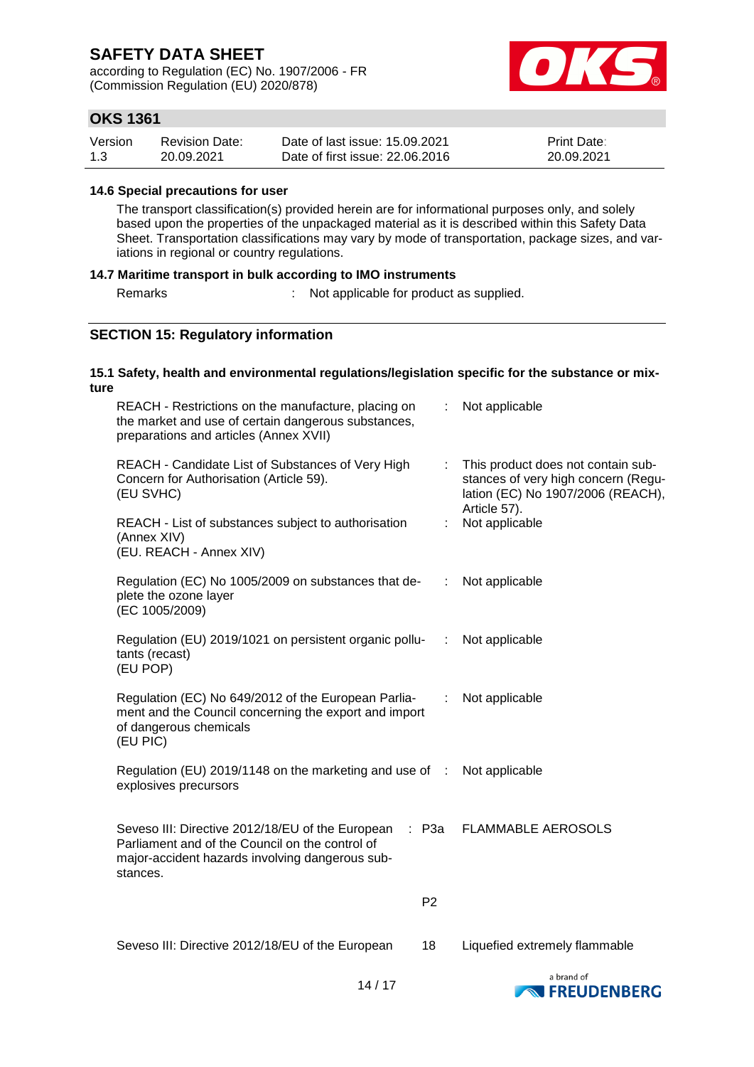#### 14.6 Special precautions for user

The transport classification(s) provided herein are for informational purposes only, and solely based upon the properties of the unpackaged material as it is described within this Safety Data Sheet. Transportation classifications may vary by mode of transportation, package sizes, and variations in regional or country regulations.

#### 14.7 Maritime transport in bulk according to IMO instruments

Remarks : Not applicable for product as supplied.

## SECTION 15: Regulatory information

#### 15.1 Safety, health and environmental regulations/legislation specific for the substance or mixture

| | | |
|---|---|---|
| REACH - Restrictions on the manufacture, placing on the market and use of certain dangerous substances, preparations and articles (Annex XVII) | : | Not applicable |
| REACH - Candidate List of Substances of Very High Concern for Authorisation (Article 59). (EU SVHC) | : | This product does not contain substances of very high concern (Regulation (EC) No 1907/2006 (REACH), Article 57). |
| REACH - List of substances subject to authorisation (Annex XIV) (EU. REACH - Annex XIV) | : | Not applicable |
| Regulation (EC) No 1005/2009 on substances that deplete the ozone layer (EC 1005/2009) | : | Not applicable |
| Regulation (EU) 2019/1021 on persistent organic pollutants (recast) (EU POP) | : | Not applicable |
| Regulation (EC) No 649/2012 of the European Parliament and the Council concerning the export and import of dangerous chemicals (EU PIC) | : | Not applicable |
| Regulation (EU) 2019/1148 on the marketing and use of explosives precursors | : | Not applicable |
| Seveso III: Directive 2012/18/EU of the European Parliament and of the Council on the control of major-accident hazards involving dangerous substances. | : P3a | FLAMMABLE AEROSOLS |
| | P2 | |
| Seveso III: Directive 2012/18/EU of the European | 18 | Liquefied extremely flammable |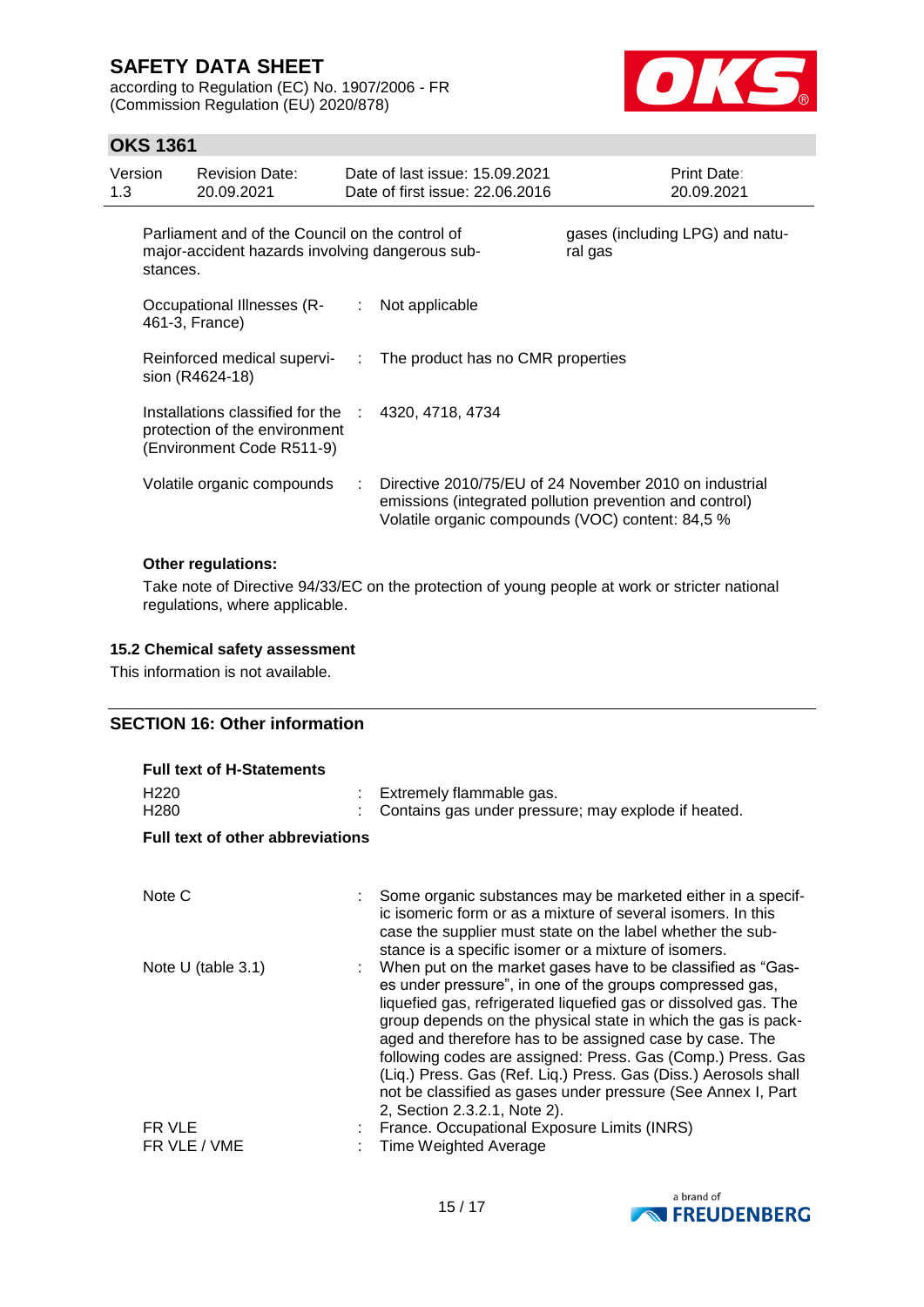| | | | |
|---|---|---|---|
| Parliament and of the Council on the control of major-accident hazards involving dangerous substances. | | | gases (including LPG) and natural gas |
| Occupational Illnesses (R-461-3, France) | : | Not applicable | |
| Reinforced medical supervision (R4624-18) | : | The product has no CMR properties | |
| Installations classified for the protection of the environment (Environment Code R511-9) | : | 4320, 4718, 4734 | |
| Volatile organic compounds | : | Directive 2010/75/EU of 24 November 2010 on industrial emissions (integrated pollution prevention and control) Volatile organic compounds (VOC) content: 84,5 % | |

**Other regulations:**

Take note of Directive 94/33/EC on the protection of young people at work or stricter national regulations, where applicable.

### 15.2 Chemical safety assessment

This information is not available.

## SECTION 16: Other information

**Full text of H-Statements**

| | | |
|---|---|---|
| H220 | : | Extremely flammable gas. |
| H280 | : | Contains gas under pressure; may explode if heated. |

**Full text of other abbreviations**

| | | |
|---|---|---|
| Note C | : | Some organic substances may be marketed either in a specific isomeric form or as a mixture of several isomers. In this case the supplier must state on the label whether the substance is a specific isomer or a mixture of isomers. |
| Note U (table 3.1) | : | When put on the market gases have to be classified as "Gases under pressure", in one of the groups compressed gas, liquefied gas, refrigerated liquefied gas or dissolved gas. The group depends on the physical state in which the gas is packaged and therefore has to be assigned case by case. The following codes are assigned: Press. Gas (Comp.) Press. Gas (Liq.) Press. Gas (Ref. Liq.) Press. Gas (Diss.) Aerosols shall not be classified as gases under pressure (See Annex I, Part 2, Section 2.3.2.1, Note 2). |
| FR VLE | : | France. Occupational Exposure Limits (INRS) |
| FR VLE / VME | : | Time Weighted Average |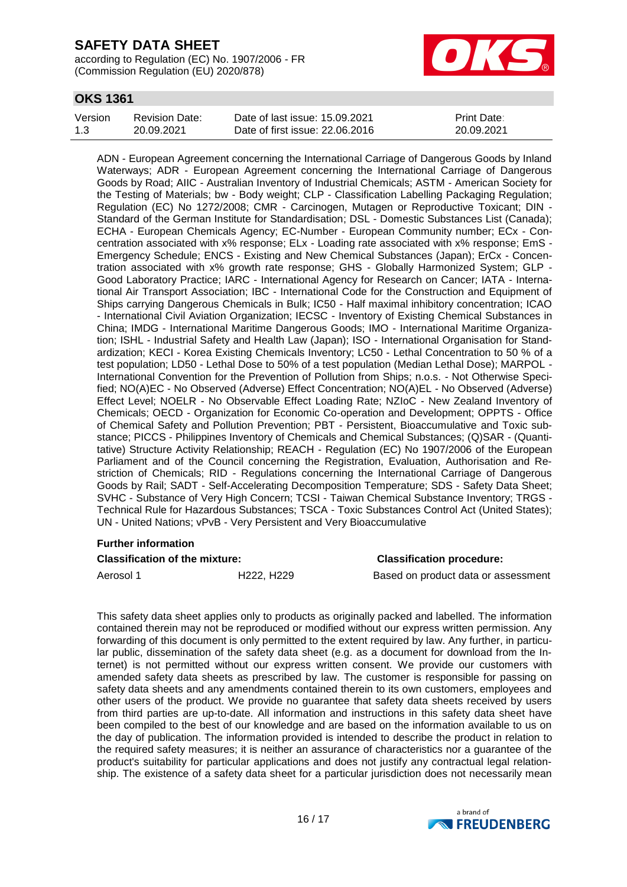ADN - European Agreement concerning the International Carriage of Dangerous Goods by Inland Waterways; ADR - European Agreement concerning the International Carriage of Dangerous Goods by Road; AIIC - Australian Inventory of Industrial Chemicals; ASTM - American Society for the Testing of Materials; bw - Body weight; CLP - Classification Labelling Packaging Regulation; Regulation (EC) No 1272/2008; CMR - Carcinogen, Mutagen or Reproductive Toxicant; DIN - Standard of the German Institute for Standardisation; DSL - Domestic Substances List (Canada); ECHA - European Chemicals Agency; EC-Number - European Community number; ECx - Concentration associated with x% response; ELx - Loading rate associated with x% response; EmS - Emergency Schedule; ENCS - Existing and New Chemical Substances (Japan); ErCx - Concentration associated with x% growth rate response; GHS - Globally Harmonized System; GLP - Good Laboratory Practice; IARC - International Agency for Research on Cancer; IATA - International Air Transport Association; IBC - International Code for the Construction and Equipment of Ships carrying Dangerous Chemicals in Bulk; IC50 - Half maximal inhibitory concentration; ICAO - International Civil Aviation Organization; IECSC - Inventory of Existing Chemical Substances in China; IMDG - International Maritime Dangerous Goods; IMO - International Maritime Organization; ISHL - Industrial Safety and Health Law (Japan); ISO - International Organisation for Standardization; KECI - Korea Existing Chemicals Inventory; LC50 - Lethal Concentration to 50 % of a test population; LD50 - Lethal Dose to 50% of a test population (Median Lethal Dose); MARPOL - International Convention for the Prevention of Pollution from Ships; n.o.s. - Not Otherwise Specified; NO(A)EC - No Observed (Adverse) Effect Concentration; NO(A)EL - No Observed (Adverse) Effect Level; NOELR - No Observable Effect Loading Rate; NZIoC - New Zealand Inventory of Chemicals; OECD - Organization for Economic Co-operation and Development; OPPTS - Office of Chemical Safety and Pollution Prevention; PBT - Persistent, Bioaccumulative and Toxic substance; PICCS - Philippines Inventory of Chemicals and Chemical Substances; (Q)SAR - (Quantitative) Structure Activity Relationship; REACH - Regulation (EC) No 1907/2006 of the European Parliament and of the Council concerning the Registration, Evaluation, Authorisation and Restriction of Chemicals; RID - Regulations concerning the International Carriage of Dangerous Goods by Rail; SADT - Self-Accelerating Decomposition Temperature; SDS - Safety Data Sheet; SVHC - Substance of Very High Concern; TCSI - Taiwan Chemical Substance Inventory; TRGS - Technical Rule for Hazardous Substances; TSCA - Toxic Substances Control Act (United States); UN - United Nations; vPvB - Very Persistent and Very Bioaccumulative

**Further information**

| **Classification of the mixture:** | | **Classification procedure:** |
|---|---|---|
| Aerosol 1 | H222, H229 | Based on product data or assessment |

This safety data sheet applies only to products as originally packed and labelled. The information contained therein may not be reproduced or modified without our express written permission. Any forwarding of this document is only permitted to the extent required by law. Any further, in particular public, dissemination of the safety data sheet (e.g. as a document for download from the Internet) is not permitted without our express written consent. We provide our customers with amended safety data sheets as prescribed by law. The customer is responsible for passing on safety data sheets and any amendments contained therein to its own customers, employees and other users of the product. We provide no guarantee that safety data sheets received by users from third parties are up-to-date. All information and instructions in this safety data sheet have been compiled to the best of our knowledge and are based on the information available to us on the day of publication. The information provided is intended to describe the product in relation to the required safety measures; it is neither an assurance of characteristics nor a guarantee of the product's suitability for particular applications and does not justify any contractual legal relationship. The existence of a safety data sheet for a particular jurisdiction does not necessarily mean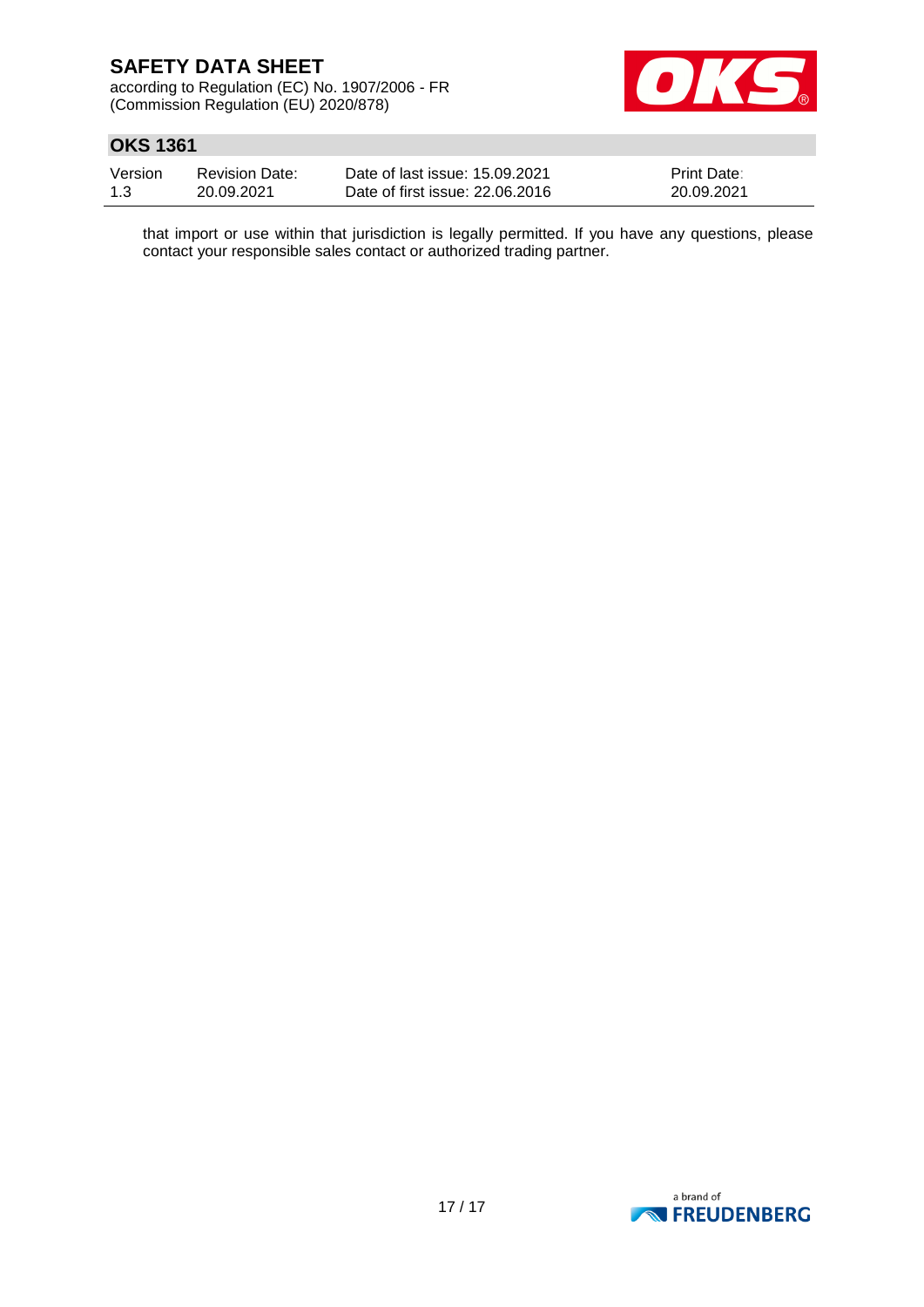that import or use within that jurisdiction is legally permitted. If you have any questions, please contact your responsible sales contact or authorized trading partner.